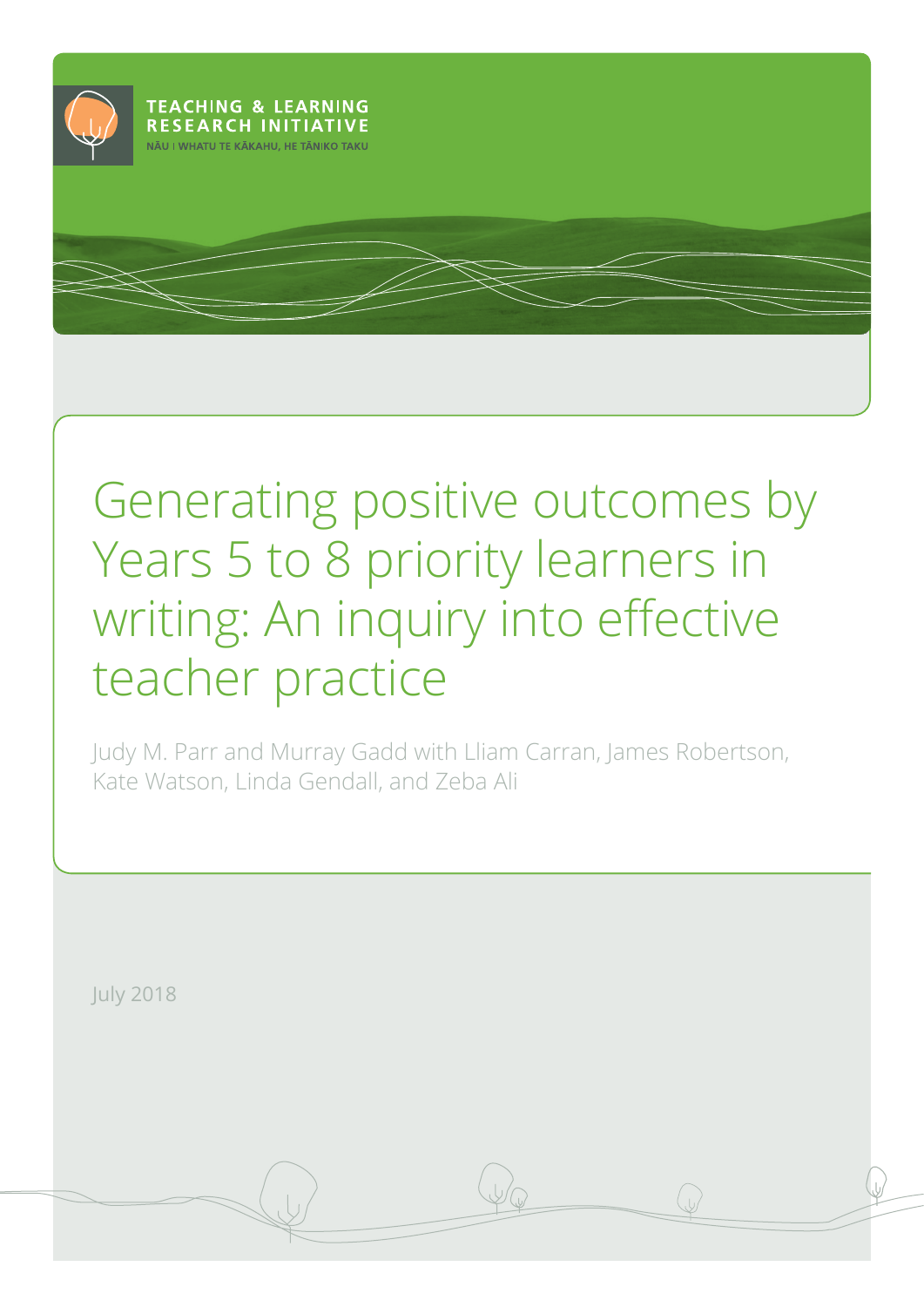TEACHING & LEARNING RESEARCH INITIATIVE

NĀU I WHATU TE KĀKAHU, HE TĀNIKO TAKU

# Generating positive outcomes by Years 5 to 8 priority learners in writing: An inquiry into effective teacher practice

Judy M. Parr and Murray Gadd with Lliam Carran, James Robertson, Kate Watson, Linda Gendall, and Zeba Ali

July 2018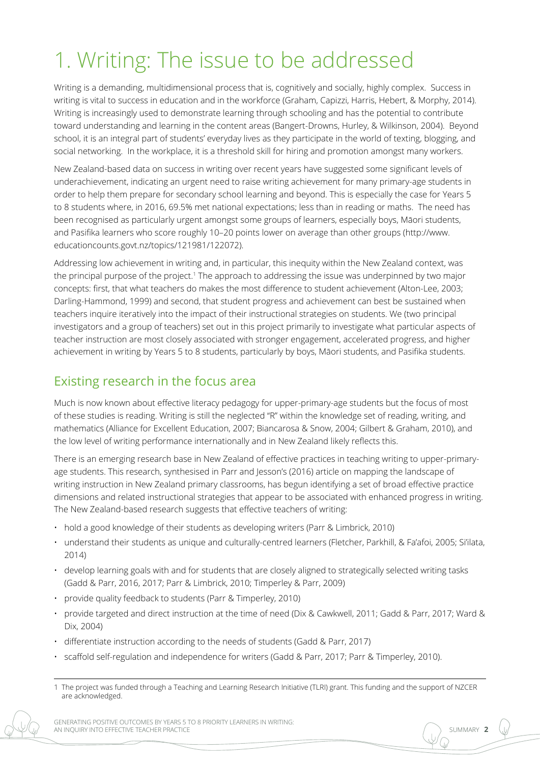# 1. Writing: The issue to be addressed

Writing is a demanding, multidimensional process that is, cognitively and socially, highly complex. Success in writing is vital to success in education and in the workforce (Graham, Capizzi, Harris, Hebert, & Morphy, 2014). Writing is increasingly used to demonstrate learning through schooling and has the potential to contribute toward understanding and learning in the content areas (Bangert-Drowns, Hurley, & Wilkinson, 2004). Beyond school, it is an integral part of students' everyday lives as they participate in the world of texting, blogging, and social networking. In the workplace, it is a threshold skill for hiring and promotion amongst many workers.

New Zealand-based data on success in writing over recent years have suggested some significant levels of underachievement, indicating an urgent need to raise writing achievement for many primary-age students in order to help them prepare for secondary school learning and beyond. This is especially the case for Years 5 to 8 students where, in 2016, 69.5% met national expectations; less than in reading or maths. The need has been recognised as particularly urgent amongst some groups of learners, especially boys, Māori students, and Pasifika learners who score roughly 10–20 points lower on average than other groups (http://www.educationcounts.govt.nz/topics/121981/122072).

Addressing low achievement in writing and, in particular, this inequity within the New Zealand context, was the principal purpose of the project.[1] The approach to addressing the issue was underpinned by two major concepts: first, that what teachers do makes the most difference to student achievement (Alton-Lee, 2003; Darling-Hammond, 1999) and second, that student progress and achievement can best be sustained when teachers inquire iteratively into the impact of their instructional strategies on students. We (two principal investigators and a group of teachers) set out in this project primarily to investigate what particular aspects of teacher instruction are most closely associated with stronger engagement, accelerated progress, and higher achievement in writing by Years 5 to 8 students, particularly by boys, Māori students, and Pasifika students.

## Existing research in the focus area

Much is now known about effective literacy pedagogy for upper-primary-age students but the focus of most of these studies is reading. Writing is still the neglected "R" within the knowledge set of reading, writing, and mathematics (Alliance for Excellent Education, 2007; Biancarosa & Snow, 2004; Gilbert & Graham, 2010), and the low level of writing performance internationally and in New Zealand likely reflects this.

There is an emerging research base in New Zealand of effective practices in teaching writing to upper-primary-age students. This research, synthesised in Parr and Jesson's (2016) article on mapping the landscape of writing instruction in New Zealand primary classrooms, has begun identifying a set of broad effective practice dimensions and related instructional strategies that appear to be associated with enhanced progress in writing. The New Zealand-based research suggests that effective teachers of writing:

- hold a good knowledge of their students as developing writers (Parr & Limbrick, 2010)
- understand their students as unique and culturally-centred learners (Fletcher, Parkhill, & Fa'afoi, 2005; Si'ilata, 2014)
- develop learning goals with and for students that are closely aligned to strategically selected writing tasks (Gadd & Parr, 2016, 2017; Parr & Limbrick, 2010; Timperley & Parr, 2009)
- provide quality feedback to students (Parr & Timperley, 2010)
- provide targeted and direct instruction at the time of need (Dix & Cawkwell, 2011; Gadd & Parr, 2017; Ward & Dix, 2004)
- differentiate instruction according to the needs of students (Gadd & Parr, 2017)
- scaffold self-regulation and independence for writers (Gadd & Parr, 2017; Parr & Timperley, 2010).

---

[1] The project was funded through a Teaching and Learning Research Initiative (TLRI) grant. This funding and the support of NZCER are acknowledged.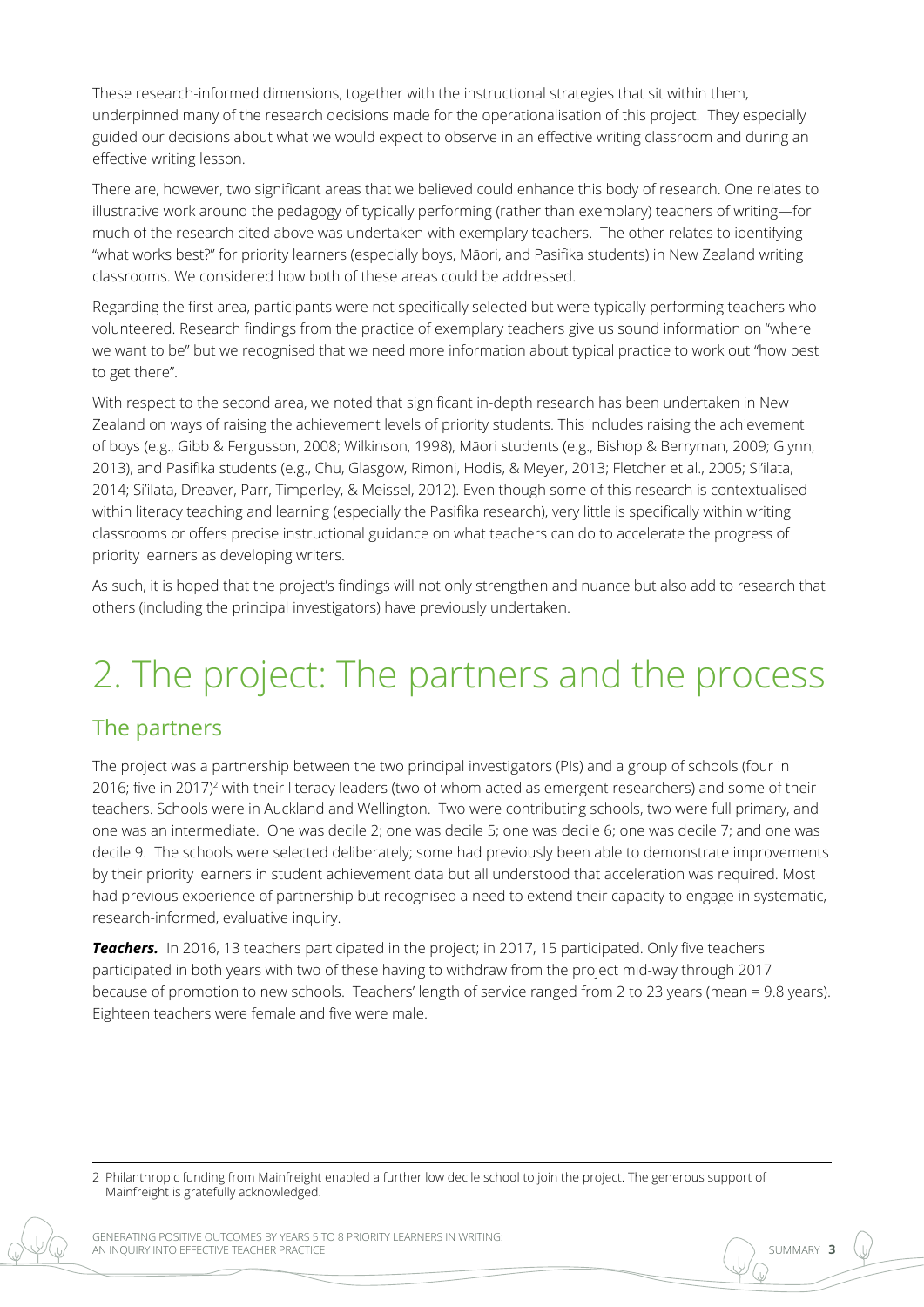These research-informed dimensions, together with the instructional strategies that sit within them, underpinned many of the research decisions made for the operationalisation of this project. They especially guided our decisions about what we would expect to observe in an effective writing classroom and during an effective writing lesson.

There are, however, two significant areas that we believed could enhance this body of research. One relates to illustrative work around the pedagogy of typically performing (rather than exemplary) teachers of writing—for much of the research cited above was undertaken with exemplary teachers. The other relates to identifying "what works best?" for priority learners (especially boys, Māori, and Pasifika students) in New Zealand writing classrooms. We considered how both of these areas could be addressed.

Regarding the first area, participants were not specifically selected but were typically performing teachers who volunteered. Research findings from the practice of exemplary teachers give us sound information on "where we want to be" but we recognised that we need more information about typical practice to work out "how best to get there".

With respect to the second area, we noted that significant in-depth research has been undertaken in New Zealand on ways of raising the achievement levels of priority students. This includes raising the achievement of boys (e.g., Gibb & Fergusson, 2008; Wilkinson, 1998), Māori students (e.g., Bishop & Berryman, 2009; Glynn, 2013), and Pasifika students (e.g., Chu, Glasgow, Rimoni, Hodis, & Meyer, 2013; Fletcher et al., 2005; Si'ilata, 2014; Si'ilata, Dreaver, Parr, Timperley, & Meissel, 2012). Even though some of this research is contextualised within literacy teaching and learning (especially the Pasifika research), very little is specifically within writing classrooms or offers precise instructional guidance on what teachers can do to accelerate the progress of priority learners as developing writers.

As such, it is hoped that the project's findings will not only strengthen and nuance but also add to research that others (including the principal investigators) have previously undertaken.

# 2. The project: The partners and the process

## The partners

The project was a partnership between the two principal investigators (PIs) and a group of schools (four in 2016; five in 2017)[2] with their literacy leaders (two of whom acted as emergent researchers) and some of their teachers. Schools were in Auckland and Wellington. Two were contributing schools, two were full primary, and one was an intermediate. One was decile 2; one was decile 5; one was decile 6; one was decile 7; and one was decile 9. The schools were selected deliberately; some had previously been able to demonstrate improvements by their priority learners in student achievement data but all understood that acceleration was required. Most had previous experience of partnership but recognised a need to extend their capacity to engage in systematic, research-informed, evaluative inquiry.

***Teachers.*** In 2016, 13 teachers participated in the project; in 2017, 15 participated. Only five teachers participated in both years with two of these having to withdraw from the project mid-way through 2017 because of promotion to new schools. Teachers' length of service ranged from 2 to 23 years (mean = 9.8 years). Eighteen teachers were female and five were male.

2 Philanthropic funding from Mainfreight enabled a further low decile school to join the project. The generous support of Mainfreight is gratefully acknowledged.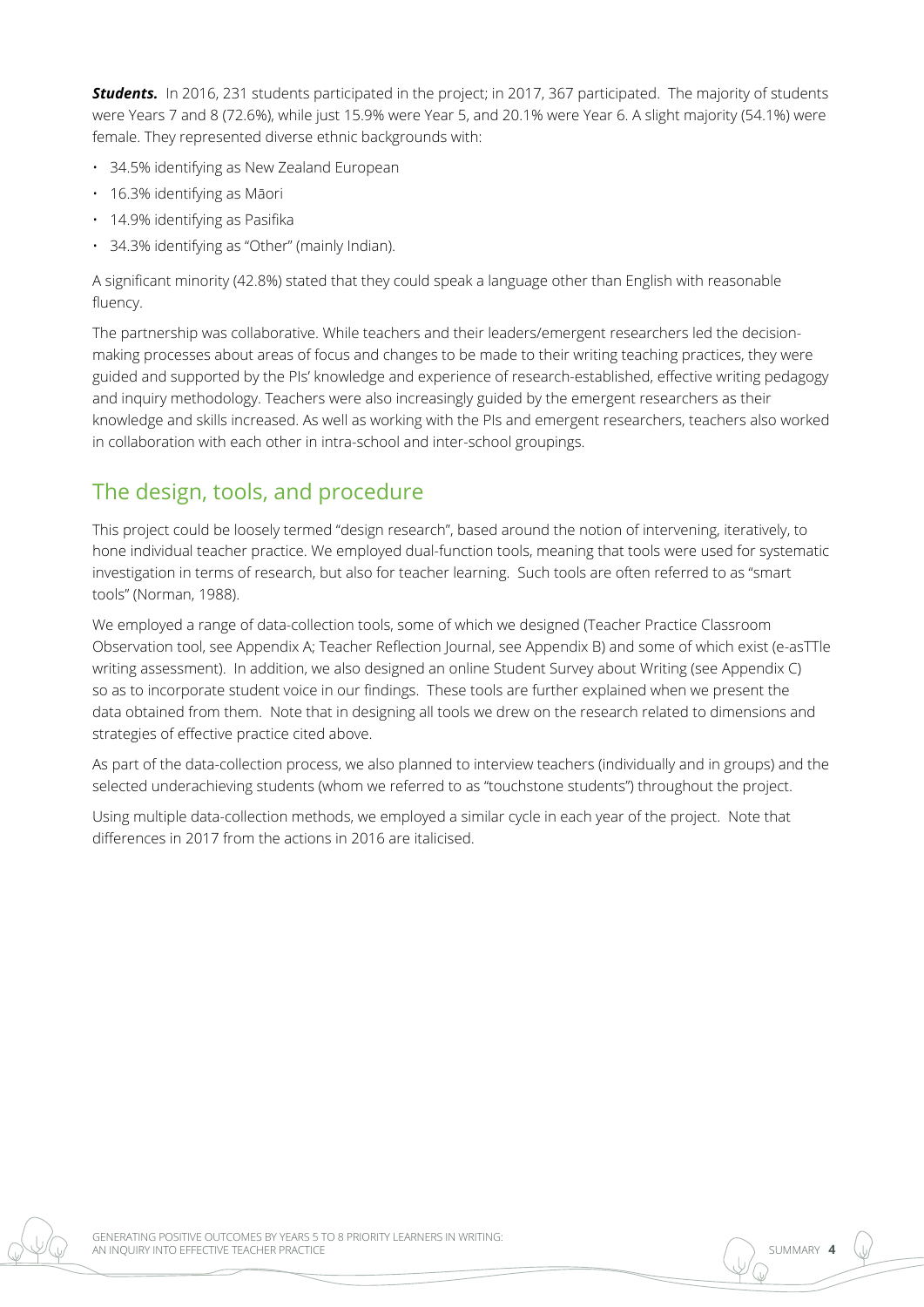***Students.*** In 2016, 231 students participated in the project; in 2017, 367 participated. The majority of students were Years 7 and 8 (72.6%), while just 15.9% were Year 5, and 20.1% were Year 6. A slight majority (54.1%) were female. They represented diverse ethnic backgrounds with:

- 34.5% identifying as New Zealand European
- 16.3% identifying as Māori
- 14.9% identifying as Pasifika
- 34.3% identifying as "Other" (mainly Indian).

A significant minority (42.8%) stated that they could speak a language other than English with reasonable fluency.

The partnership was collaborative. While teachers and their leaders/emergent researchers led the decision-making processes about areas of focus and changes to be made to their writing teaching practices, they were guided and supported by the PIs' knowledge and experience of research-established, effective writing pedagogy and inquiry methodology. Teachers were also increasingly guided by the emergent researchers as their knowledge and skills increased. As well as working with the PIs and emergent researchers, teachers also worked in collaboration with each other in intra-school and inter-school groupings.

## The design, tools, and procedure

This project could be loosely termed "design research", based around the notion of intervening, iteratively, to hone individual teacher practice. We employed dual-function tools, meaning that tools were used for systematic investigation in terms of research, but also for teacher learning. Such tools are often referred to as "smart tools" (Norman, 1988).

We employed a range of data-collection tools, some of which we designed (Teacher Practice Classroom Observation tool, see Appendix A; Teacher Reflection Journal, see Appendix B) and some of which exist (e-asTTle writing assessment). In addition, we also designed an online Student Survey about Writing (see Appendix C) so as to incorporate student voice in our findings. These tools are further explained when we present the data obtained from them. Note that in designing all tools we drew on the research related to dimensions and strategies of effective practice cited above.

As part of the data-collection process, we also planned to interview teachers (individually and in groups) and the selected underachieving students (whom we referred to as "touchstone students") throughout the project.

Using multiple data-collection methods, we employed a similar cycle in each year of the project. Note that differences in 2017 from the actions in 2016 are italicised.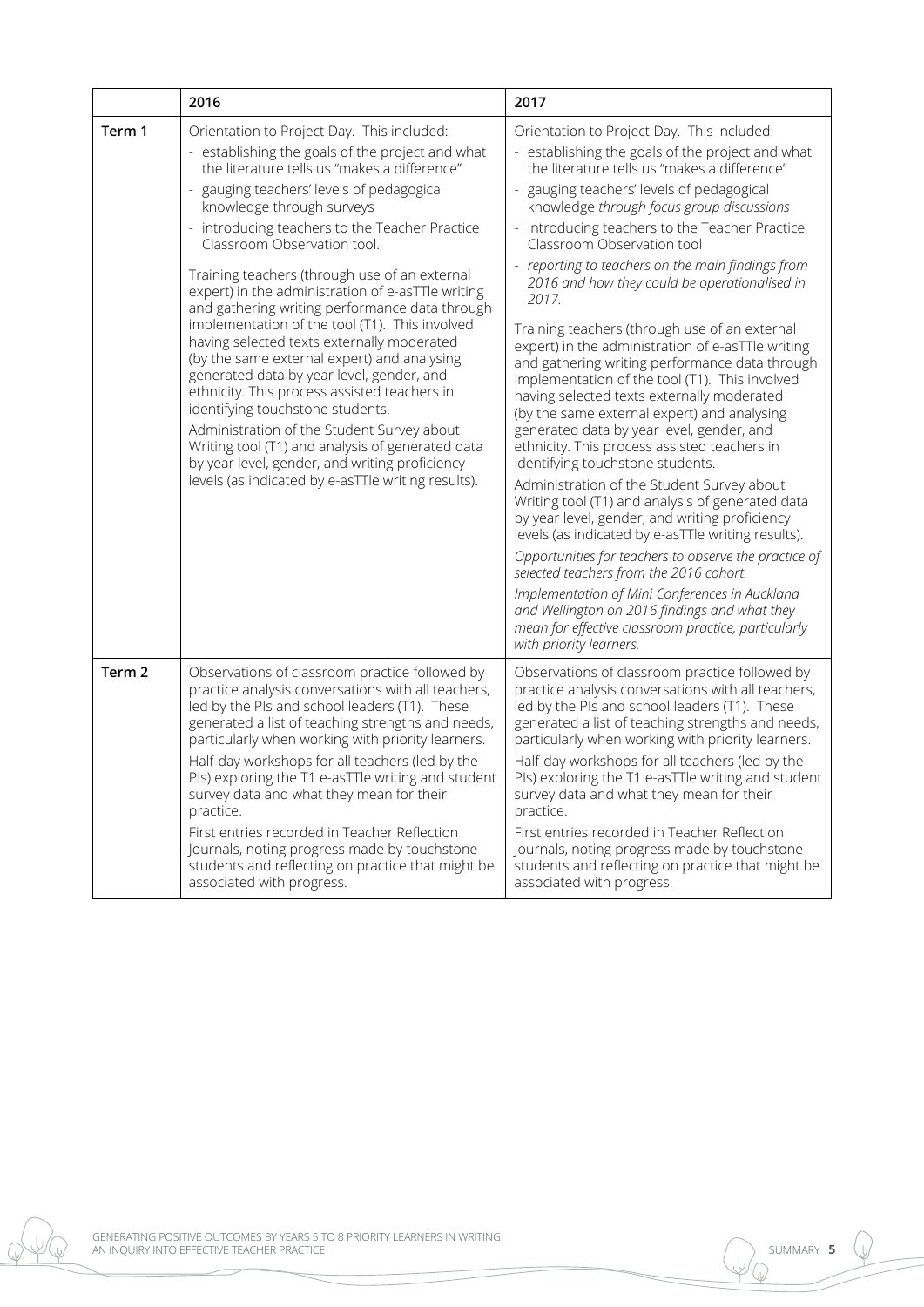| | 2016 | 2017 |
|---|---|---|
| **Term 1** | Orientation to Project Day. This included:<br>- establishing the goals of the project and what the literature tells us "makes a difference"<br>- gauging teachers' levels of pedagogical knowledge through surveys<br>- introducing teachers to the Teacher Practice Classroom Observation tool.<br><br>Training teachers (through use of an external expert) in the administration of e-asTTle writing and gathering writing performance data through implementation of the tool (T1). This involved having selected texts externally moderated (by the same external expert) and analysing generated data by year level, gender, and ethnicity. This process assisted teachers in identifying touchstone students.<br><br>Administration of the Student Survey about Writing tool (T1) and analysis of generated data by year level, gender, and writing proficiency levels (as indicated by e-asTTle writing results). | Orientation to Project Day. This included:<br>- establishing the goals of the project and what the literature tells us "makes a difference"<br>- gauging teachers' levels of pedagogical knowledge *through focus group discussions*<br>- introducing teachers to the Teacher Practice Classroom Observation tool<br>- *reporting to teachers on the main findings from 2016 and how they could be operationalised in 2017.*<br><br>Training teachers (through use of an external expert) in the administration of e-asTTle writing and gathering writing performance data through implementation of the tool (T1). This involved having selected texts externally moderated (by the same external expert) and analysing generated data by year level, gender, and ethnicity. This process assisted teachers in identifying touchstone students.<br><br>Administration of the Student Survey about Writing tool (T1) and analysis of generated data by year level, gender, and writing proficiency levels (as indicated by e-asTTle writing results).<br><br>*Opportunities for teachers to observe the practice of selected teachers from the 2016 cohort.*<br><br>*Implementation of Mini Conferences in Auckland and Wellington on 2016 findings and what they mean for effective classroom practice, particularly with priority learners.* |
| **Term 2** | Observations of classroom practice followed by practice analysis conversations with all teachers, led by the PIs and school leaders (T1). These generated a list of teaching strengths and needs, particularly when working with priority learners.<br><br>Half-day workshops for all teachers (led by the PIs) exploring the T1 e-asTTle writing and student survey data and what they mean for their practice.<br><br>First entries recorded in Teacher Reflection Journals, noting progress made by touchstone students and reflecting on practice that might be associated with progress. | Observations of classroom practice followed by practice analysis conversations with all teachers, led by the PIs and school leaders (T1). These generated a list of teaching strengths and needs, particularly when working with priority learners.<br><br>Half-day workshops for all teachers (led by the PIs) exploring the T1 e-asTTle writing and student survey data and what they mean for their practice.<br><br>First entries recorded in Teacher Reflection Journals, noting progress made by touchstone students and reflecting on practice that might be associated with progress. |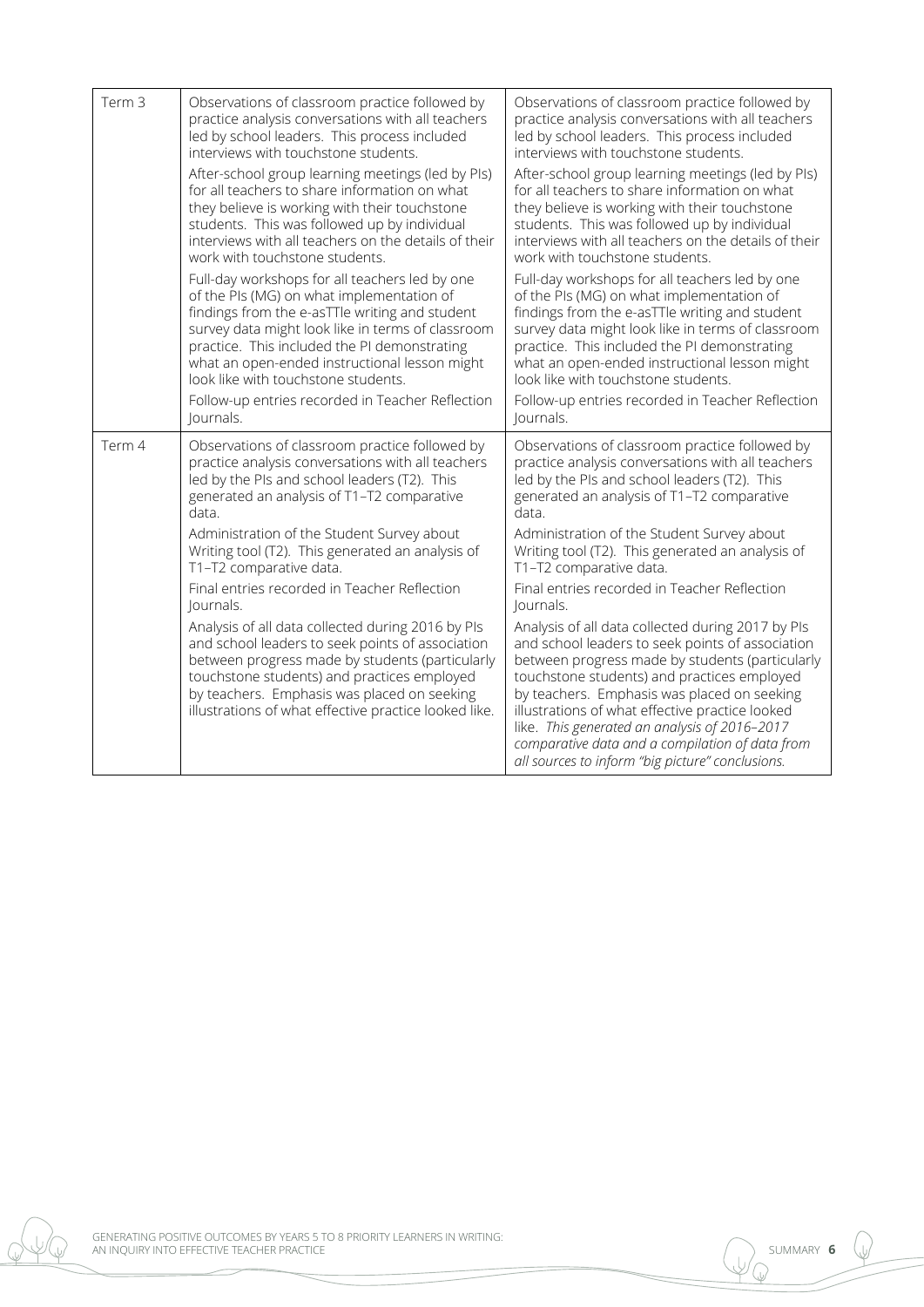| | | |
|---|---|---|
| Term 3 | Observations of classroom practice followed by practice analysis conversations with all teachers led by school leaders. This process included interviews with touchstone students.<br><br>After-school group learning meetings (led by PIs) for all teachers to share information on what they believe is working with their touchstone students. This was followed up by individual interviews with all teachers on the details of their work with touchstone students.<br><br>Full-day workshops for all teachers led by one of the PIs (MG) on what implementation of findings from the e-asTTle writing and student survey data might look like in terms of classroom practice. This included the PI demonstrating what an open-ended instructional lesson might look like with touchstone students.<br><br>Follow-up entries recorded in Teacher Reflection Journals. | Observations of classroom practice followed by practice analysis conversations with all teachers led by school leaders. This process included interviews with touchstone students.<br><br>After-school group learning meetings (led by PIs) for all teachers to share information on what they believe is working with their touchstone students. This was followed up by individual interviews with all teachers on the details of their work with touchstone students.<br><br>Full-day workshops for all teachers led by one of the PIs (MG) on what implementation of findings from the e-asTTle writing and student survey data might look like in terms of classroom practice. This included the PI demonstrating what an open-ended instructional lesson might look like with touchstone students.<br><br>Follow-up entries recorded in Teacher Reflection Journals. |
| Term 4 | Observations of classroom practice followed by practice analysis conversations with all teachers led by the PIs and school leaders (T2). This generated an analysis of T1–T2 comparative data.<br><br>Administration of the Student Survey about Writing tool (T2). This generated an analysis of T1–T2 comparative data.<br><br>Final entries recorded in Teacher Reflection Journals.<br><br>Analysis of all data collected during 2016 by PIs and school leaders to seek points of association between progress made by students (particularly touchstone students) and practices employed by teachers. Emphasis was placed on seeking illustrations of what effective practice looked like. | Observations of classroom practice followed by practice analysis conversations with all teachers led by the PIs and school leaders (T2). This generated an analysis of T1–T2 comparative data.<br><br>Administration of the Student Survey about Writing tool (T2). This generated an analysis of T1–T2 comparative data.<br><br>Final entries recorded in Teacher Reflection Journals.<br><br>Analysis of all data collected during 2017 by PIs and school leaders to seek points of association between progress made by students (particularly touchstone students) and practices employed by teachers. Emphasis was placed on seeking illustrations of what effective practice looked like. *This generated an analysis of 2016–2017 comparative data and a compilation of data from all sources to inform "big picture" conclusions.* |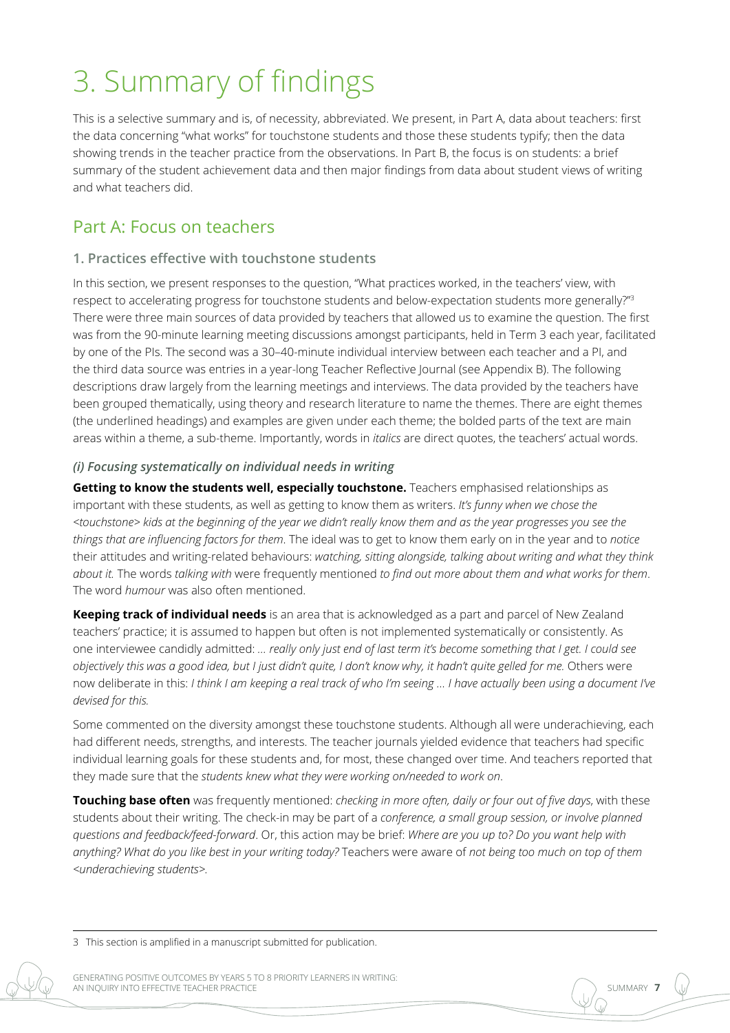# 3. Summary of findings

This is a selective summary and is, of necessity, abbreviated. We present, in Part A, data about teachers: first the data concerning "what works" for touchstone students and those these students typify; then the data showing trends in the teacher practice from the observations. In Part B, the focus is on students: a brief summary of the student achievement data and then major findings from data about student views of writing and what teachers did.

## Part A: Focus on teachers

### 1. Practices effective with touchstone students

In this section, we present responses to the question, "What practices worked, in the teachers' view, with respect to accelerating progress for touchstone students and below-expectation students more generally?"[3] There were three main sources of data provided by teachers that allowed us to examine the question. The first was from the 90-minute learning meeting discussions amongst participants, held in Term 3 each year, facilitated by one of the PIs. The second was a 30–40-minute individual interview between each teacher and a PI, and the third data source was entries in a year-long Teacher Reflective Journal (see Appendix B). The following descriptions draw largely from the learning meetings and interviews. The data provided by the teachers have been grouped thematically, using theory and research literature to name the themes. There are eight themes (the underlined headings) and examples are given under each theme; the bolded parts of the text are main areas within a theme, a sub-theme. Importantly, words in *italics* are direct quotes, the teachers' actual words.

#### *(i) Focusing systematically on individual needs in writing*

**Getting to know the students well, especially touchstone.** Teachers emphasised relationships as important with these students, as well as getting to know them as writers. *It's funny when we chose the <touchstone> kids at the beginning of the year we didn't really know them and as the year progresses you see the things that are influencing factors for them*. The ideal was to get to know them early on in the year and to *notice* their attitudes and writing-related behaviours: *watching, sitting alongside, talking about writing and what they think about it.* The words *talking with* were frequently mentioned *to find out more about them and what works for them*. The word *humour* was also often mentioned.

**Keeping track of individual needs** is an area that is acknowledged as a part and parcel of New Zealand teachers' practice; it is assumed to happen but often is not implemented systematically or consistently. As one interviewee candidly admitted: *… really only just end of last term it's become something that I get. I could see objectively this was a good idea, but I just didn't quite, I don't know why, it hadn't quite gelled for me.* Others were now deliberate in this: *I think I am keeping a real track of who I'm seeing … I have actually been using a document I've devised for this.*

Some commented on the diversity amongst these touchstone students. Although all were underachieving, each had different needs, strengths, and interests. The teacher journals yielded evidence that teachers had specific individual learning goals for these students and, for most, these changed over time. And teachers reported that they made sure that the *students knew what they were working on/needed to work on*.

**Touching base often** was frequently mentioned: *checking in more often, daily or four out of five days*, with these students about their writing. The check-in may be part of a *conference, a small group session, or involve planned questions and feedback/feed-forward*. Or, this action may be brief: *Where are you up to? Do you want help with anything? What do you like best in your writing today?* Teachers were aware of *not being too much on top of them <underachieving students>.*

---

3 This section is amplified in a manuscript submitted for publication.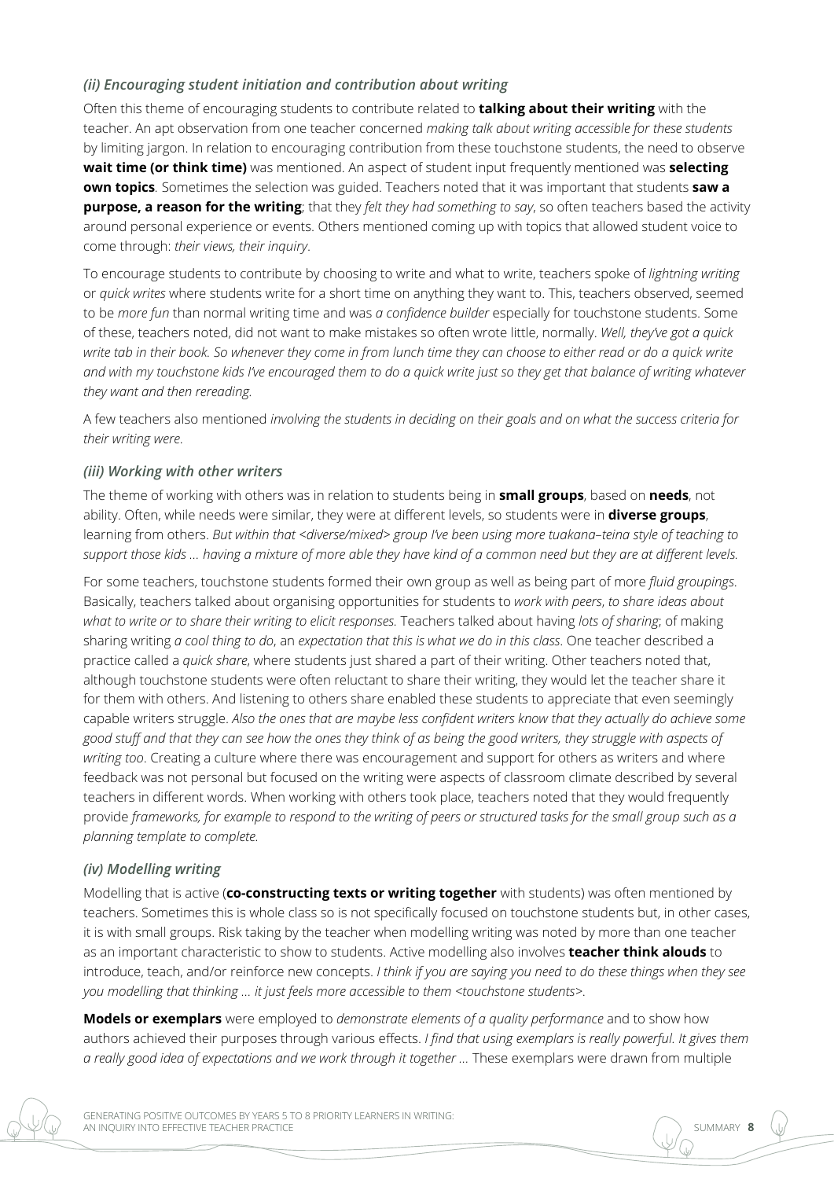### *(ii) Encouraging student initiation and contribution about writing*

Often this theme of encouraging students to contribute related to **talking about their writing** with the teacher. An apt observation from one teacher concerned *making talk about writing accessible for these students* by limiting jargon. In relation to encouraging contribution from these touchstone students, the need to observe **wait time (or think time)** was mentioned. An aspect of student input frequently mentioned was **selecting own topics**. Sometimes the selection was guided. Teachers noted that it was important that students **saw a purpose, a reason for the writing**; that they *felt they had something to say*, so often teachers based the activity around personal experience or events. Others mentioned coming up with topics that allowed student voice to come through: *their views, their inquiry*.

To encourage students to contribute by choosing to write and what to write, teachers spoke of *lightning writing* or *quick writes* where students write for a short time on anything they want to. This, teachers observed, seemed to be *more fun* than normal writing time and was *a confidence builder* especially for touchstone students. Some of these, teachers noted, did not want to make mistakes so often wrote little, normally. *Well, they've got a quick write tab in their book. So whenever they come in from lunch time they can choose to either read or do a quick write and with my touchstone kids I've encouraged them to do a quick write just so they get that balance of writing whatever they want and then rereading.*

A few teachers also mentioned *involving the students in deciding on their goals and on what the success criteria for their writing were*.

### *(iii) Working with other writers*

The theme of working with others was in relation to students being in **small groups**, based on **needs**, not ability. Often, while needs were similar, they were at different levels, so students were in **diverse groups**, learning from others. *But within that <diverse/mixed> group I've been using more tuakana–teina style of teaching to support those kids … having a mixture of more able they have kind of a common need but they are at different levels.*

For some teachers, touchstone students formed their own group as well as being part of more *fluid groupings*. Basically, teachers talked about organising opportunities for students to *work with peers*, *to share ideas about what to write or to share their writing to elicit responses.* Teachers talked about having *lots of sharing*; of making sharing writing *a cool thing to do*, an *expectation that this is what we do in this class*. One teacher described a practice called a *quick share*, where students just shared a part of their writing. Other teachers noted that, although touchstone students were often reluctant to share their writing, they would let the teacher share it for them with others. And listening to others share enabled these students to appreciate that even seemingly capable writers struggle. *Also the ones that are maybe less confident writers know that they actually do achieve some good stuff and that they can see how the ones they think of as being the good writers, they struggle with aspects of writing too*. Creating a culture where there was encouragement and support for others as writers and where feedback was not personal but focused on the writing were aspects of classroom climate described by several teachers in different words. When working with others took place, teachers noted that they would frequently provide *frameworks, for example to respond to the writing of peers or structured tasks for the small group such as a planning template to complete.*

### *(iv) Modelling writing*

Modelling that is active (**co-constructing texts or writing together** with students) was often mentioned by teachers. Sometimes this is whole class so is not specifically focused on touchstone students but, in other cases, it is with small groups. Risk taking by the teacher when modelling writing was noted by more than one teacher as an important characteristic to show to students. Active modelling also involves **teacher think alouds** to introduce, teach, and/or reinforce new concepts. *I think if you are saying you need to do these things when they see you modelling that thinking … it just feels more accessible to them <touchstone students>*.

**Models or exemplars** were employed to *demonstrate elements of a quality performance* and to show how authors achieved their purposes through various effects. *I find that using exemplars is really powerful. It gives them a really good idea of expectations and we work through it together …* These exemplars were drawn from multiple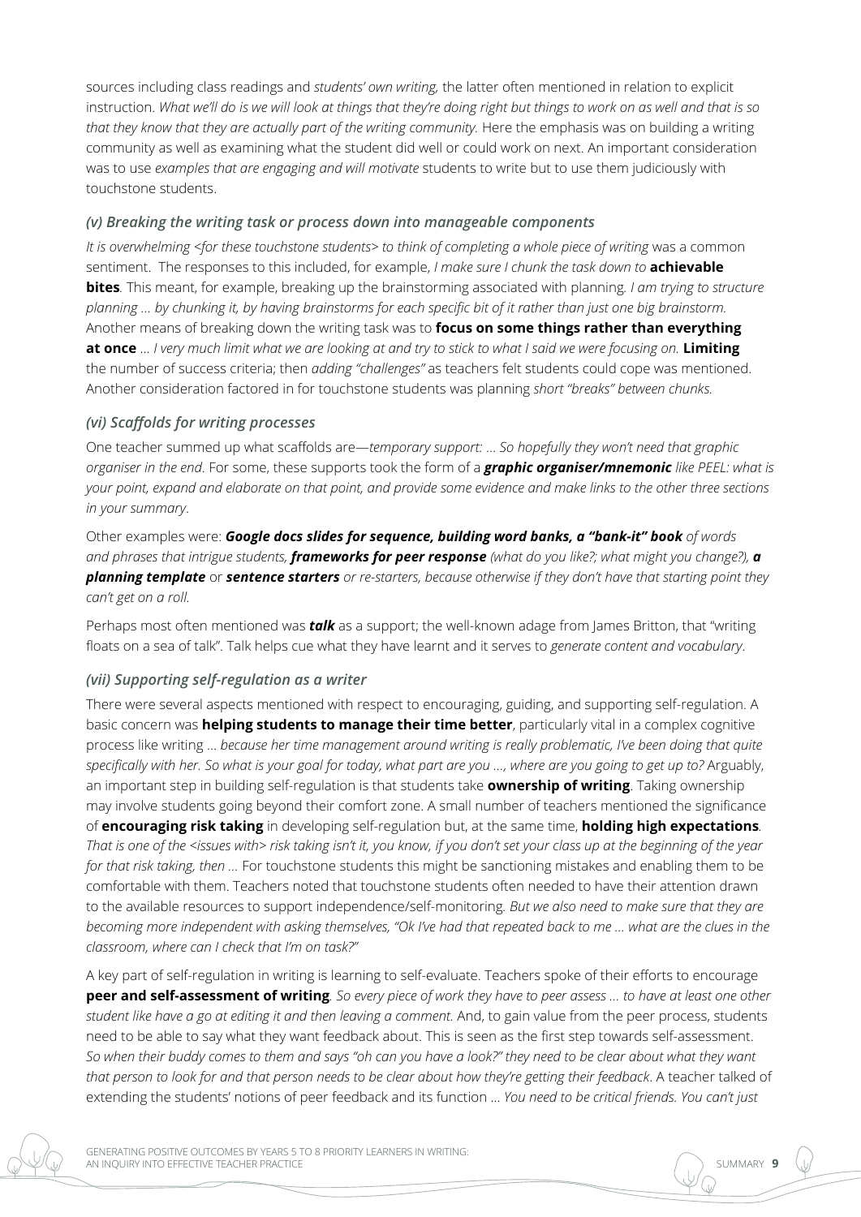sources including class readings and *students' own writing,* the latter often mentioned in relation to explicit instruction. *What we'll do is we will look at things that they're doing right but things to work on as well and that is so that they know that they are actually part of the writing community.* Here the emphasis was on building a writing community as well as examining what the student did well or could work on next. An important consideration was to use *examples that are engaging and will motivate* students to write but to use them judiciously with touchstone students.

### *(v) Breaking the writing task or process down into manageable components*

*It is overwhelming <for these touchstone students> to think of completing a whole piece of writing* was a common sentiment. The responses to this included, for example, *I make sure I chunk the task down to* **achievable bites**. This meant, for example, breaking up the brainstorming associated with planning. *I am trying to structure planning … by chunking it, by having brainstorms for each specific bit of it rather than just one big brainstorm.* Another means of breaking down the writing task was to **focus on some things rather than everything at once** … *I very much limit what we are looking at and try to stick to what I said we were focusing on.* **Limiting** the number of success criteria; then *adding "challenges"* as teachers felt students could cope was mentioned. Another consideration factored in for touchstone students was planning *short "breaks" between chunks.*

### *(vi) Scaffolds for writing processes*

One teacher summed up what scaffolds are—*temporary support: … So hopefully they won't need that graphic organiser in the end*. For some, these supports took the form of a ***graphic organiser/mnemonic*** *like PEEL: what is your point, expand and elaborate on that point, and provide some evidence and make links to the other three sections in your summary*.

Other examples were: ***Google docs slides for sequence, building word banks, a "bank-it" book*** *of words and phrases that intrigue students,* ***frameworks for peer response*** *(what do you like?; what might you change?),* ***a planning template*** or ***sentence starters*** *or re-starters, because otherwise if they don't have that starting point they can't get on a roll.*

Perhaps most often mentioned was ***talk*** as a support; the well-known adage from James Britton, that "writing floats on a sea of talk". Talk helps cue what they have learnt and it serves to *generate content and vocabulary*.

### *(vii) Supporting self-regulation as a writer*

There were several aspects mentioned with respect to encouraging, guiding, and supporting self-regulation. A basic concern was **helping students to manage their time better**, particularly vital in a complex cognitive process like writing … *because her time management around writing is really problematic, I've been doing that quite specifically with her. So what is your goal for today, what part are you …, where are you going to get up to?* Arguably, an important step in building self-regulation is that students take **ownership of writing**. Taking ownership may involve students going beyond their comfort zone. A small number of teachers mentioned the significance of **encouraging risk taking** in developing self-regulation but, at the same time, **holding high expectations**. *That is one of the <issues with> risk taking isn't it, you know, if you don't set your class up at the beginning of the year for that risk taking, then …* For touchstone students this might be sanctioning mistakes and enabling them to be comfortable with them. Teachers noted that touchstone students often needed to have their attention drawn to the available resources to support independence/self-monitoring. *But we also need to make sure that they are becoming more independent with asking themselves, "Ok I've had that repeated back to me … what are the clues in the classroom, where can I check that I'm on task?"*

A key part of self-regulation in writing is learning to self-evaluate. Teachers spoke of their efforts to encourage **peer and self-assessment of writing**. *So every piece of work they have to peer assess … to have at least one other student like have a go at editing it and then leaving a comment.* And, to gain value from the peer process, students need to be able to say what they want feedback about. This is seen as the first step towards self-assessment. *So when their buddy comes to them and says "oh can you have a look?" they need to be clear about what they want that person to look for and that person needs to be clear about how they're getting their feedback*. A teacher talked of extending the students' notions of peer feedback and its function … *You need to be critical friends. You can't just*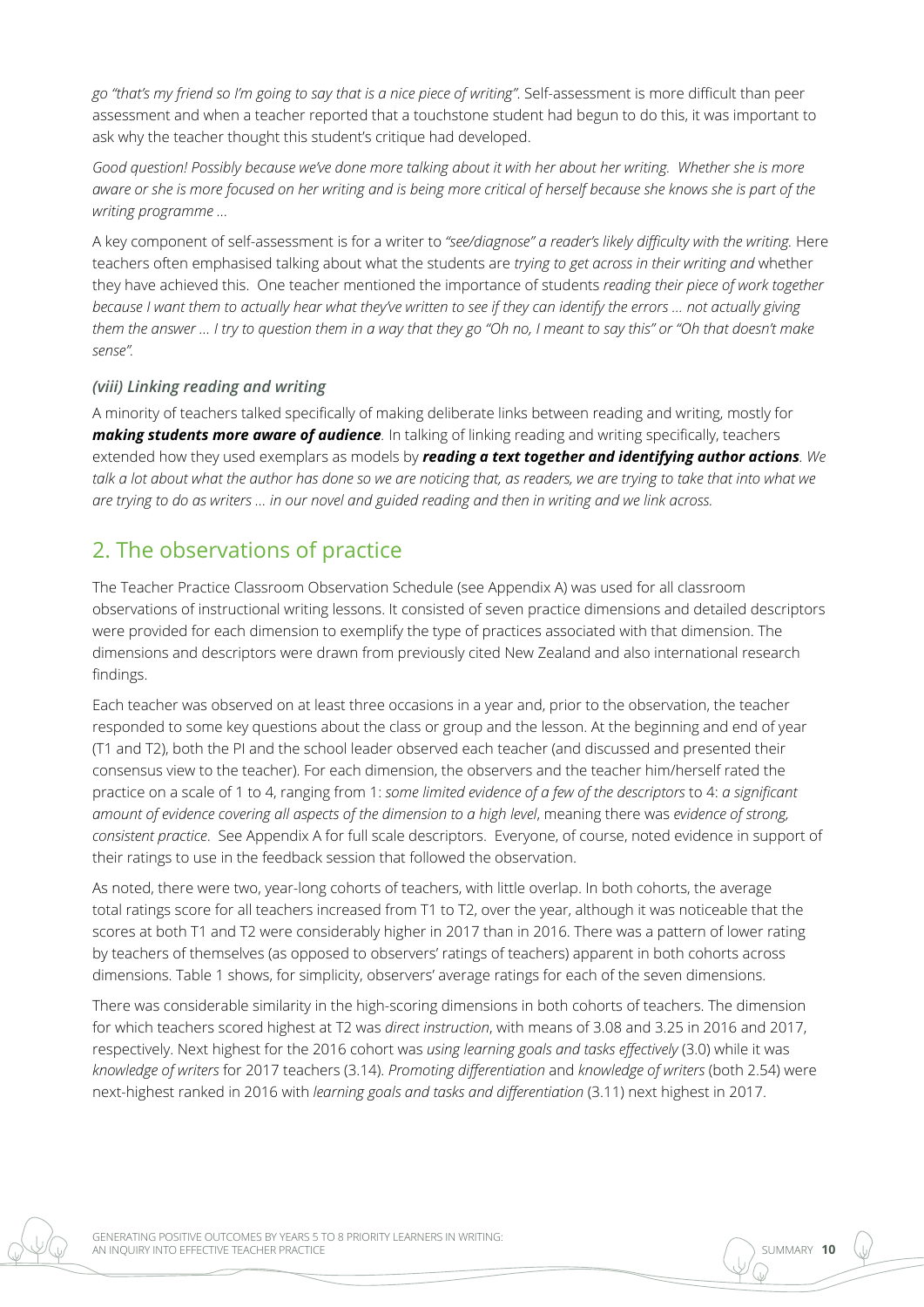*go "that's my friend so I'm going to say that is a nice piece of writing".* Self-assessment is more difficult than peer assessment and when a teacher reported that a touchstone student had begun to do this, it was important to ask why the teacher thought this student's critique had developed.

*Good question! Possibly because we've done more talking about it with her about her writing. Whether she is more aware or she is more focused on her writing and is being more critical of herself because she knows she is part of the writing programme …*

A key component of self-assessment is for a writer to *"see/diagnose" a reader's likely difficulty with the writing.* Here teachers often emphasised talking about what the students are *trying to get across in their writing and* whether they have achieved this. One teacher mentioned the importance of students *reading their piece of work together because I want them to actually hear what they've written to see if they can identify the errors … not actually giving them the answer … I try to question them in a way that they go "Oh no, I meant to say this" or "Oh that doesn't make sense".*

### *(viii) Linking reading and writing*

A minority of teachers talked specifically of making deliberate links between reading and writing, mostly for ***making students more aware of audience****.* In talking of linking reading and writing specifically, teachers extended how they used exemplars as models by ***reading a text together and identifying author actions****. We talk a lot about what the author has done so we are noticing that, as readers, we are trying to take that into what we are trying to do as writers … in our novel and guided reading and then in writing and we link across.*

## 2. The observations of practice

The Teacher Practice Classroom Observation Schedule (see Appendix A) was used for all classroom observations of instructional writing lessons. It consisted of seven practice dimensions and detailed descriptors were provided for each dimension to exemplify the type of practices associated with that dimension. The dimensions and descriptors were drawn from previously cited New Zealand and also international research findings.

Each teacher was observed on at least three occasions in a year and, prior to the observation, the teacher responded to some key questions about the class or group and the lesson. At the beginning and end of year (T1 and T2), both the PI and the school leader observed each teacher (and discussed and presented their consensus view to the teacher). For each dimension, the observers and the teacher him/herself rated the practice on a scale of 1 to 4, ranging from 1: *some limited evidence of a few of the descriptors* to 4: *a significant amount of evidence covering all aspects of the dimension to a high level*, meaning there was *evidence of strong, consistent practice*. See Appendix A for full scale descriptors. Everyone, of course, noted evidence in support of their ratings to use in the feedback session that followed the observation.

As noted, there were two, year-long cohorts of teachers, with little overlap. In both cohorts, the average total ratings score for all teachers increased from T1 to T2, over the year, although it was noticeable that the scores at both T1 and T2 were considerably higher in 2017 than in 2016. There was a pattern of lower rating by teachers of themselves (as opposed to observers' ratings of teachers) apparent in both cohorts across dimensions. Table 1 shows, for simplicity, observers' average ratings for each of the seven dimensions.

There was considerable similarity in the high-scoring dimensions in both cohorts of teachers. The dimension for which teachers scored highest at T2 was *direct instruction*, with means of 3.08 and 3.25 in 2016 and 2017, respectively. Next highest for the 2016 cohort was *using learning goals and tasks effectively* (3.0) while it was *knowledge of writers* for 2017 teachers (3.14). *Promoting differentiation* and *knowledge of writers* (both 2.54) were next-highest ranked in 2016 with *learning goals and tasks and differentiation* (3.11) next highest in 2017.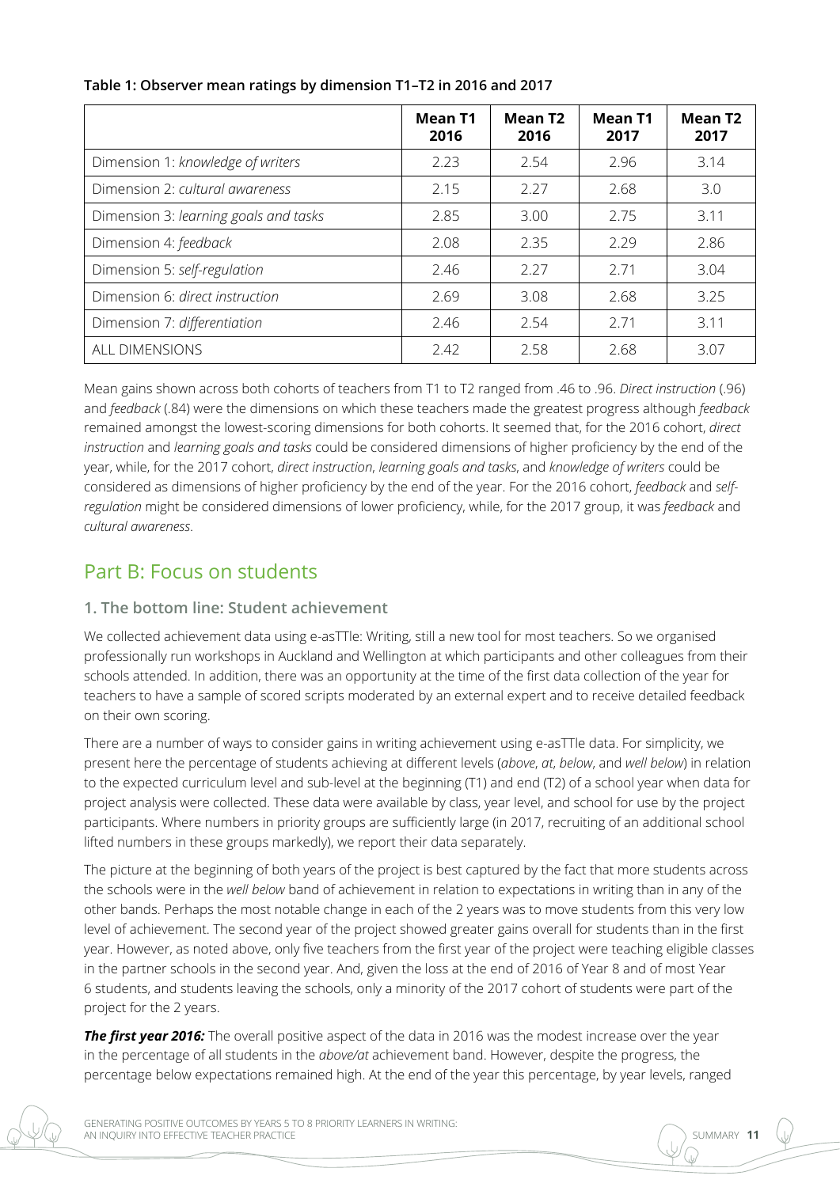**Table 1: Observer mean ratings by dimension T1–T2 in 2016 and 2017**

| | Mean T1 2016 | Mean T2 2016 | Mean T1 2017 | Mean T2 2017 |
|---|---|---|---|---|
| Dimension 1: *knowledge of writers* | 2.23 | 2.54 | 2.96 | 3.14 |
| Dimension 2: *cultural awareness* | 2.15 | 2.27 | 2.68 | 3.0 |
| Dimension 3: *learning goals and tasks* | 2.85 | 3.00 | 2.75 | 3.11 |
| Dimension 4: *feedback* | 2.08 | 2.35 | 2.29 | 2.86 |
| Dimension 5: *self-regulation* | 2.46 | 2.27 | 2.71 | 3.04 |
| Dimension 6: *direct instruction* | 2.69 | 3.08 | 2.68 | 3.25 |
| Dimension 7: *differentiation* | 2.46 | 2.54 | 2.71 | 3.11 |
| ALL DIMENSIONS | 2.42 | 2.58 | 2.68 | 3.07 |

Mean gains shown across both cohorts of teachers from T1 to T2 ranged from .46 to .96. *Direct instruction* (.96) and *feedback* (.84) were the dimensions on which these teachers made the greatest progress although *feedback* remained amongst the lowest-scoring dimensions for both cohorts. It seemed that, for the 2016 cohort, *direct instruction* and *learning goals and tasks* could be considered dimensions of higher proficiency by the end of the year, while, for the 2017 cohort, *direct instruction*, *learning goals and tasks*, and *knowledge of writers* could be considered as dimensions of higher proficiency by the end of the year. For the 2016 cohort, *feedback* and *self-regulation* might be considered dimensions of lower proficiency, while, for the 2017 group, it was *feedback* and *cultural awareness*.

## Part B: Focus on students

### 1. The bottom line: Student achievement

We collected achievement data using e-asTTle: Writing, still a new tool for most teachers. So we organised professionally run workshops in Auckland and Wellington at which participants and other colleagues from their schools attended. In addition, there was an opportunity at the time of the first data collection of the year for teachers to have a sample of scored scripts moderated by an external expert and to receive detailed feedback on their own scoring.

There are a number of ways to consider gains in writing achievement using e-asTTle data. For simplicity, we present here the percentage of students achieving at different levels (*above*, *at*, *below*, and *well below*) in relation to the expected curriculum level and sub-level at the beginning (T1) and end (T2) of a school year when data for project analysis were collected. These data were available by class, year level, and school for use by the project participants. Where numbers in priority groups are sufficiently large (in 2017, recruiting of an additional school lifted numbers in these groups markedly), we report their data separately.

The picture at the beginning of both years of the project is best captured by the fact that more students across the schools were in the *well below* band of achievement in relation to expectations in writing than in any of the other bands. Perhaps the most notable change in each of the 2 years was to move students from this very low level of achievement. The second year of the project showed greater gains overall for students than in the first year. However, as noted above, only five teachers from the first year of the project were teaching eligible classes in the partner schools in the second year. And, given the loss at the end of 2016 of Year 8 and of most Year 6 students, and students leaving the schools, only a minority of the 2017 cohort of students were part of the project for the 2 years.

***The first year 2016:*** The overall positive aspect of the data in 2016 was the modest increase over the year in the percentage of all students in the *above/at* achievement band. However, despite the progress, the percentage below expectations remained high. At the end of the year this percentage, by year levels, ranged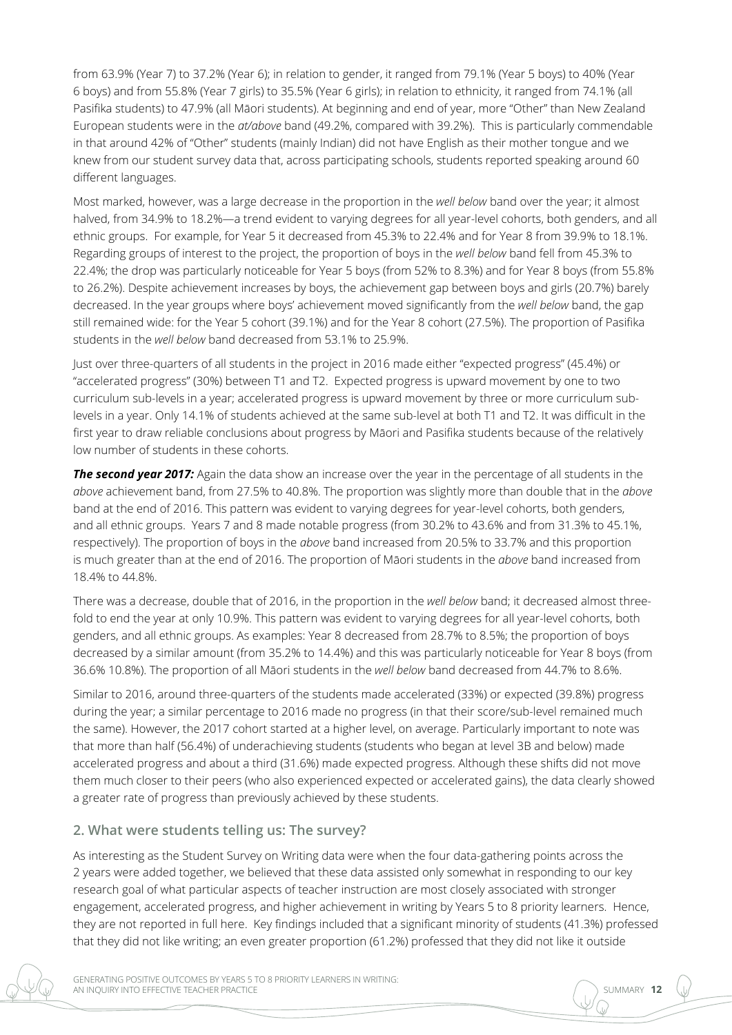from 63.9% (Year 7) to 37.2% (Year 6); in relation to gender, it ranged from 79.1% (Year 5 boys) to 40% (Year 6 boys) and from 55.8% (Year 7 girls) to 35.5% (Year 6 girls); in relation to ethnicity, it ranged from 74.1% (all Pasifika students) to 47.9% (all Māori students). At beginning and end of year, more "Other" than New Zealand European students were in the *at/above* band (49.2%, compared with 39.2%). This is particularly commendable in that around 42% of "Other" students (mainly Indian) did not have English as their mother tongue and we knew from our student survey data that, across participating schools, students reported speaking around 60 different languages.

Most marked, however, was a large decrease in the proportion in the *well below* band over the year; it almost halved, from 34.9% to 18.2%—a trend evident to varying degrees for all year-level cohorts, both genders, and all ethnic groups. For example, for Year 5 it decreased from 45.3% to 22.4% and for Year 8 from 39.9% to 18.1%. Regarding groups of interest to the project, the proportion of boys in the *well below* band fell from 45.3% to 22.4%; the drop was particularly noticeable for Year 5 boys (from 52% to 8.3%) and for Year 8 boys (from 55.8% to 26.2%). Despite achievement increases by boys, the achievement gap between boys and girls (20.7%) barely decreased. In the year groups where boys' achievement moved significantly from the *well below* band, the gap still remained wide: for the Year 5 cohort (39.1%) and for the Year 8 cohort (27.5%). The proportion of Pasifika students in the *well below* band decreased from 53.1% to 25.9%.

Just over three-quarters of all students in the project in 2016 made either "expected progress" (45.4%) or "accelerated progress" (30%) between T1 and T2. Expected progress is upward movement by one to two curriculum sub-levels in a year; accelerated progress is upward movement by three or more curriculum sub-levels in a year. Only 14.1% of students achieved at the same sub-level at both T1 and T2. It was difficult in the first year to draw reliable conclusions about progress by Māori and Pasifika students because of the relatively low number of students in these cohorts.

***The second year 2017:*** Again the data show an increase over the year in the percentage of all students in the *above* achievement band, from 27.5% to 40.8%. The proportion was slightly more than double that in the *above* band at the end of 2016. This pattern was evident to varying degrees for year-level cohorts, both genders, and all ethnic groups. Years 7 and 8 made notable progress (from 30.2% to 43.6% and from 31.3% to 45.1%, respectively). The proportion of boys in the *above* band increased from 20.5% to 33.7% and this proportion is much greater than at the end of 2016. The proportion of Māori students in the *above* band increased from 18.4% to 44.8%.

There was a decrease, double that of 2016, in the proportion in the *well below* band; it decreased almost three-fold to end the year at only 10.9%. This pattern was evident to varying degrees for all year-level cohorts, both genders, and all ethnic groups. As examples: Year 8 decreased from 28.7% to 8.5%; the proportion of boys decreased by a similar amount (from 35.2% to 14.4%) and this was particularly noticeable for Year 8 boys (from 36.6% 10.8%). The proportion of all Māori students in the *well below* band decreased from 44.7% to 8.6%.

Similar to 2016, around three-quarters of the students made accelerated (33%) or expected (39.8%) progress during the year; a similar percentage to 2016 made no progress (in that their score/sub-level remained much the same). However, the 2017 cohort started at a higher level, on average. Particularly important to note was that more than half (56.4%) of underachieving students (students who began at level 3B and below) made accelerated progress and about a third (31.6%) made expected progress. Although these shifts did not move them much closer to their peers (who also experienced expected or accelerated gains), the data clearly showed a greater rate of progress than previously achieved by these students.

## 2. What were students telling us: The survey?

As interesting as the Student Survey on Writing data were when the four data-gathering points across the 2 years were added together, we believed that these data assisted only somewhat in responding to our key research goal of what particular aspects of teacher instruction are most closely associated with stronger engagement, accelerated progress, and higher achievement in writing by Years 5 to 8 priority learners. Hence, they are not reported in full here. Key findings included that a significant minority of students (41.3%) professed that they did not like writing; an even greater proportion (61.2%) professed that they did not like it outside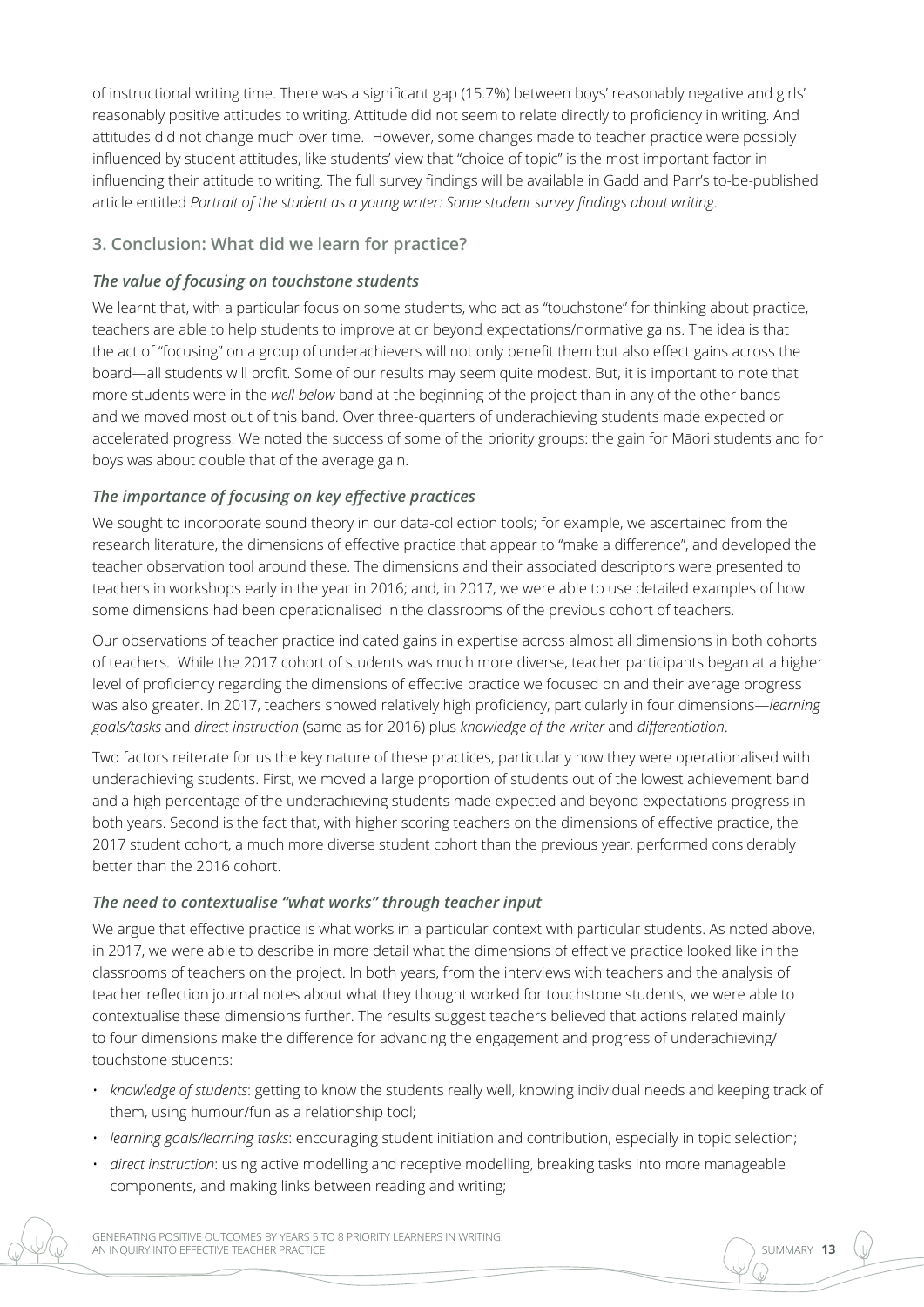of instructional writing time. There was a significant gap (15.7%) between boys' reasonably negative and girls' reasonably positive attitudes to writing. Attitude did not seem to relate directly to proficiency in writing. And attitudes did not change much over time. However, some changes made to teacher practice were possibly influenced by student attitudes, like students' view that "choice of topic" is the most important factor in influencing their attitude to writing. The full survey findings will be available in Gadd and Parr's to-be-published article entitled *Portrait of the student as a young writer: Some student survey findings about writing*.

## 3. Conclusion: What did we learn for practice?

### *The value of focusing on touchstone students*

We learnt that, with a particular focus on some students, who act as "touchstone" for thinking about practice, teachers are able to help students to improve at or beyond expectations/normative gains. The idea is that the act of "focusing" on a group of underachievers will not only benefit them but also effect gains across the board—all students will profit. Some of our results may seem quite modest. But, it is important to note that more students were in the *well below* band at the beginning of the project than in any of the other bands and we moved most out of this band. Over three-quarters of underachieving students made expected or accelerated progress. We noted the success of some of the priority groups: the gain for Māori students and for boys was about double that of the average gain.

### *The importance of focusing on key effective practices*

We sought to incorporate sound theory in our data-collection tools; for example, we ascertained from the research literature, the dimensions of effective practice that appear to "make a difference", and developed the teacher observation tool around these. The dimensions and their associated descriptors were presented to teachers in workshops early in the year in 2016; and, in 2017, we were able to use detailed examples of how some dimensions had been operationalised in the classrooms of the previous cohort of teachers.

Our observations of teacher practice indicated gains in expertise across almost all dimensions in both cohorts of teachers. While the 2017 cohort of students was much more diverse, teacher participants began at a higher level of proficiency regarding the dimensions of effective practice we focused on and their average progress was also greater. In 2017, teachers showed relatively high proficiency, particularly in four dimensions—*learning goals/tasks* and *direct instruction* (same as for 2016) plus *knowledge of the writer* and *differentiation*.

Two factors reiterate for us the key nature of these practices, particularly how they were operationalised with underachieving students. First, we moved a large proportion of students out of the lowest achievement band and a high percentage of the underachieving students made expected and beyond expectations progress in both years. Second is the fact that, with higher scoring teachers on the dimensions of effective practice, the 2017 student cohort, a much more diverse student cohort than the previous year, performed considerably better than the 2016 cohort.

### *The need to contextualise "what works" through teacher input*

We argue that effective practice is what works in a particular context with particular students. As noted above, in 2017, we were able to describe in more detail what the dimensions of effective practice looked like in the classrooms of teachers on the project. In both years, from the interviews with teachers and the analysis of teacher reflection journal notes about what they thought worked for touchstone students, we were able to contextualise these dimensions further. The results suggest teachers believed that actions related mainly to four dimensions make the difference for advancing the engagement and progress of underachieving/touchstone students:

- *knowledge of students*: getting to know the students really well, knowing individual needs and keeping track of them, using humour/fun as a relationship tool;
- *learning goals/learning tasks*: encouraging student initiation and contribution, especially in topic selection;
- *direct instruction*: using active modelling and receptive modelling, breaking tasks into more manageable components, and making links between reading and writing;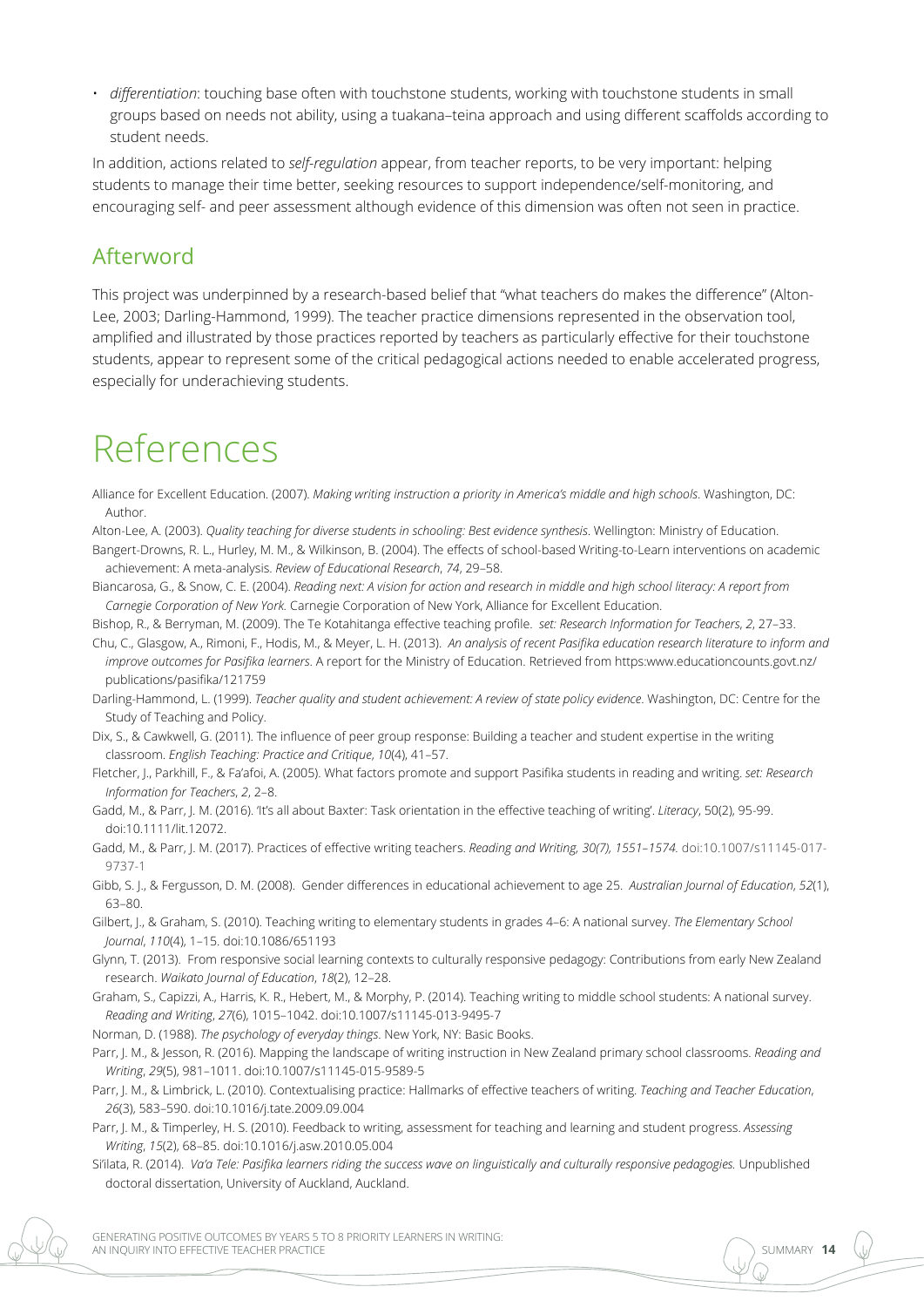- *differentiation*: touching base often with touchstone students, working with touchstone students in small groups based on needs not ability, using a tuakana–teina approach and using different scaffolds according to student needs.

In addition, actions related to *self-regulation* appear, from teacher reports, to be very important: helping students to manage their time better, seeking resources to support independence/self-monitoring, and encouraging self- and peer assessment although evidence of this dimension was often not seen in practice.

## Afterword

This project was underpinned by a research-based belief that "what teachers do makes the difference" (Alton-Lee, 2003; Darling-Hammond, 1999). The teacher practice dimensions represented in the observation tool, amplified and illustrated by those practices reported by teachers as particularly effective for their touchstone students, appear to represent some of the critical pedagogical actions needed to enable accelerated progress, especially for underachieving students.

# References

Alliance for Excellent Education. (2007). *Making writing instruction a priority in America's middle and high schools*. Washington, DC: Author.

Alton-Lee, A. (2003). *Quality teaching for diverse students in schooling: Best evidence synthesis*. Wellington: Ministry of Education.

Bangert-Drowns, R. L., Hurley, M. M., & Wilkinson, B. (2004). The effects of school-based Writing-to-Learn interventions on academic achievement: A meta-analysis. *Review of Educational Research*, *74*, 29–58.

Biancarosa, G., & Snow, C. E. (2004). *Reading next: A vision for action and research in middle and high school literacy: A report from Carnegie Corporation of New York.* Carnegie Corporation of New York, Alliance for Excellent Education.

Bishop, R., & Berryman, M. (2009). The Te Kotahitanga effective teaching profile. *set: Research Information for Teachers*, *2*, 27–33.

Chu, C., Glasgow, A., Rimoni, F., Hodis, M., & Meyer, L. H. (2013). *An analysis of recent Pasifika education research literature to inform and improve outcomes for Pasifika learners*. A report for the Ministry of Education. Retrieved from https:www.educationcounts.govt.nz/publications/pasifika/121759

Darling-Hammond, L. (1999). *Teacher quality and student achievement: A review of state policy evidence*. Washington, DC: Centre for the Study of Teaching and Policy.

Dix, S., & Cawkwell, G. (2011). The influence of peer group response: Building a teacher and student expertise in the writing classroom. *English Teaching: Practice and Critique*, *10*(4), 41–57.

Fletcher, J., Parkhill, F., & Fa'afoi, A. (2005). What factors promote and support Pasifika students in reading and writing. *set: Research Information for Teachers*, *2*, 2–8.

Gadd, M., & Parr, J. M. (2016). 'It's all about Baxter: Task orientation in the effective teaching of writing'. *Literacy*, 50(2), 95-99. doi:10.1111/lit.12072.

Gadd, M., & Parr, J. M. (2017). Practices of effective writing teachers. *Reading and Writing, 30(7), 1551–1574.* doi:10.1007/s11145-017-9737-1

Gibb, S. J., & Fergusson, D. M. (2008). Gender differences in educational achievement to age 25. *Australian Journal of Education*, *52*(1), 63–80.

Gilbert, J., & Graham, S. (2010). Teaching writing to elementary students in grades 4–6: A national survey. *The Elementary School Journal*, *110*(4), 1–15. doi:10.1086/651193

Glynn, T. (2013). From responsive social learning contexts to culturally responsive pedagogy: Contributions from early New Zealand research. *Waikato Journal of Education*, *18*(2), 12–28.

Graham, S., Capizzi, A., Harris, K. R., Hebert, M., & Morphy, P. (2014). Teaching writing to middle school students: A national survey. *Reading and Writing*, *27*(6), 1015–1042. doi:10.1007/s11145-013-9495-7

Norman, D. (1988). *The psychology of everyday things*. New York, NY: Basic Books.

Parr, J. M., & Jesson, R. (2016). Mapping the landscape of writing instruction in New Zealand primary school classrooms. *Reading and Writing*, *29*(5), 981–1011. doi:10.1007/s11145-015-9589-5

Parr, J. M., & Limbrick, L. (2010). Contextualising practice: Hallmarks of effective teachers of writing. *Teaching and Teacher Education*, *26*(3), 583–590. doi:10.1016/j.tate.2009.09.004

Parr, J. M., & Timperley, H. S. (2010). Feedback to writing, assessment for teaching and learning and student progress. *Assessing Writing*, *15*(2), 68–85. doi:10.1016/j.asw.2010.05.004

Si'ilata, R. (2014). *Va'a Tele: Pasifika learners riding the success wave on linguistically and culturally responsive pedagogies.* Unpublished doctoral dissertation, University of Auckland, Auckland.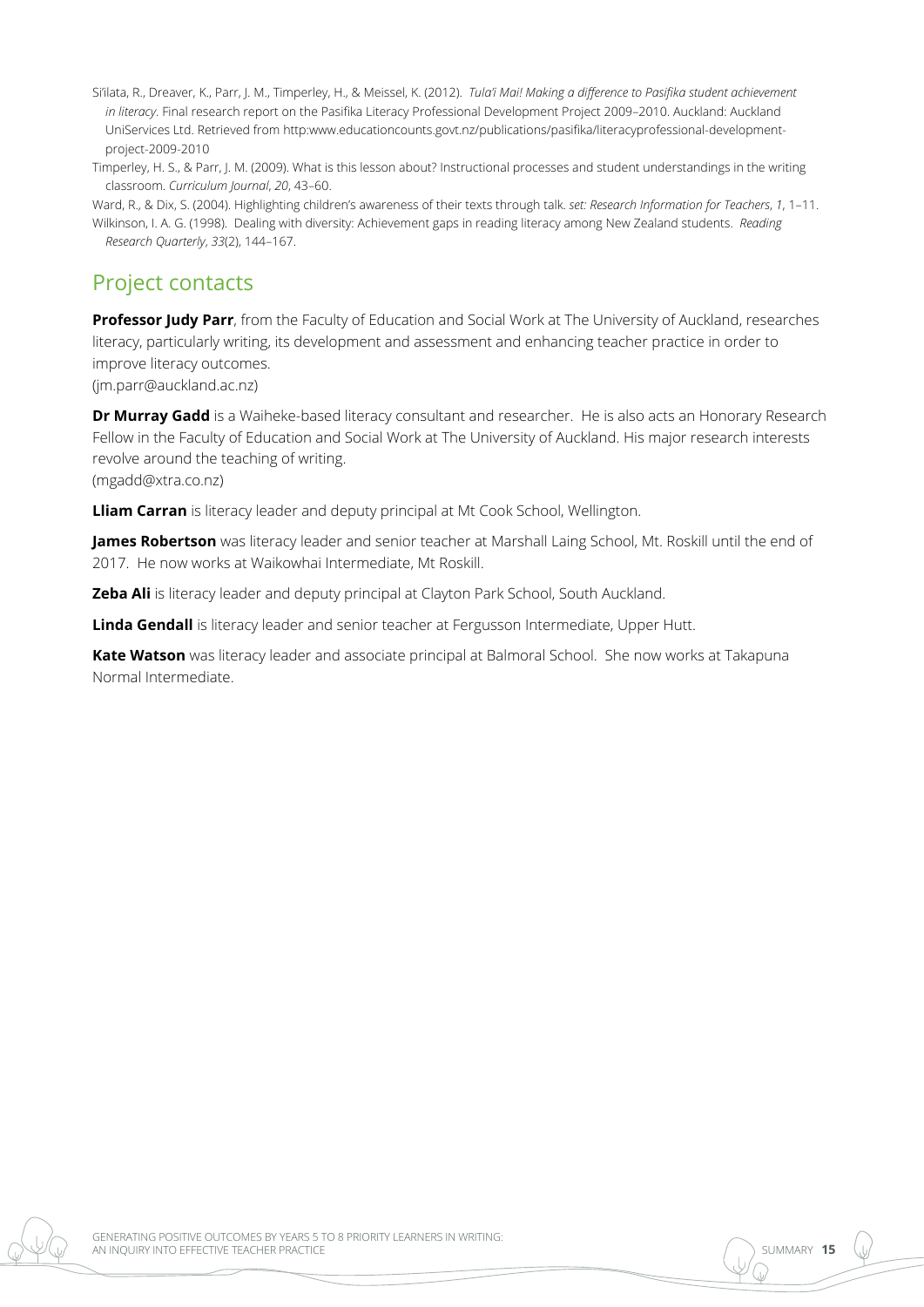Si'ilata, R., Dreaver, K., Parr, J. M., Timperley, H., & Meissel, K. (2012). *Tula'i Mai! Making a difference to Pasifika student achievement in literacy*. Final research report on the Pasifika Literacy Professional Development Project 2009–2010. Auckland: Auckland UniServices Ltd. Retrieved from http:www.educationcounts.govt.nz/publications/pasifika/literacyprofessional-development-project-2009-2010

Timperley, H. S., & Parr, J. M. (2009). What is this lesson about? Instructional processes and student understandings in the writing classroom. *Curriculum Journal*, *20*, 43–60.

Ward, R., & Dix, S. (2004). Highlighting children's awareness of their texts through talk. *set: Research Information for Teachers*, *1*, 1–11.

Wilkinson, I. A. G. (1998). Dealing with diversity: Achievement gaps in reading literacy among New Zealand students. *Reading Research Quarterly*, *33*(2), 144–167.

## Project contacts

**Professor Judy Parr**, from the Faculty of Education and Social Work at The University of Auckland, researches literacy, particularly writing, its development and assessment and enhancing teacher practice in order to improve literacy outcomes.
(jm.parr@auckland.ac.nz)

**Dr Murray Gadd** is a Waiheke-based literacy consultant and researcher. He is also acts an Honorary Research Fellow in the Faculty of Education and Social Work at The University of Auckland. His major research interests revolve around the teaching of writing.
(mgadd@xtra.co.nz)

**Lliam Carran** is literacy leader and deputy principal at Mt Cook School, Wellington.

**James Robertson** was literacy leader and senior teacher at Marshall Laing School, Mt. Roskill until the end of 2017. He now works at Waikowhai Intermediate, Mt Roskill.

**Zeba Ali** is literacy leader and deputy principal at Clayton Park School, South Auckland.

**Linda Gendall** is literacy leader and senior teacher at Fergusson Intermediate, Upper Hutt.

**Kate Watson** was literacy leader and associate principal at Balmoral School. She now works at Takapuna Normal Intermediate.